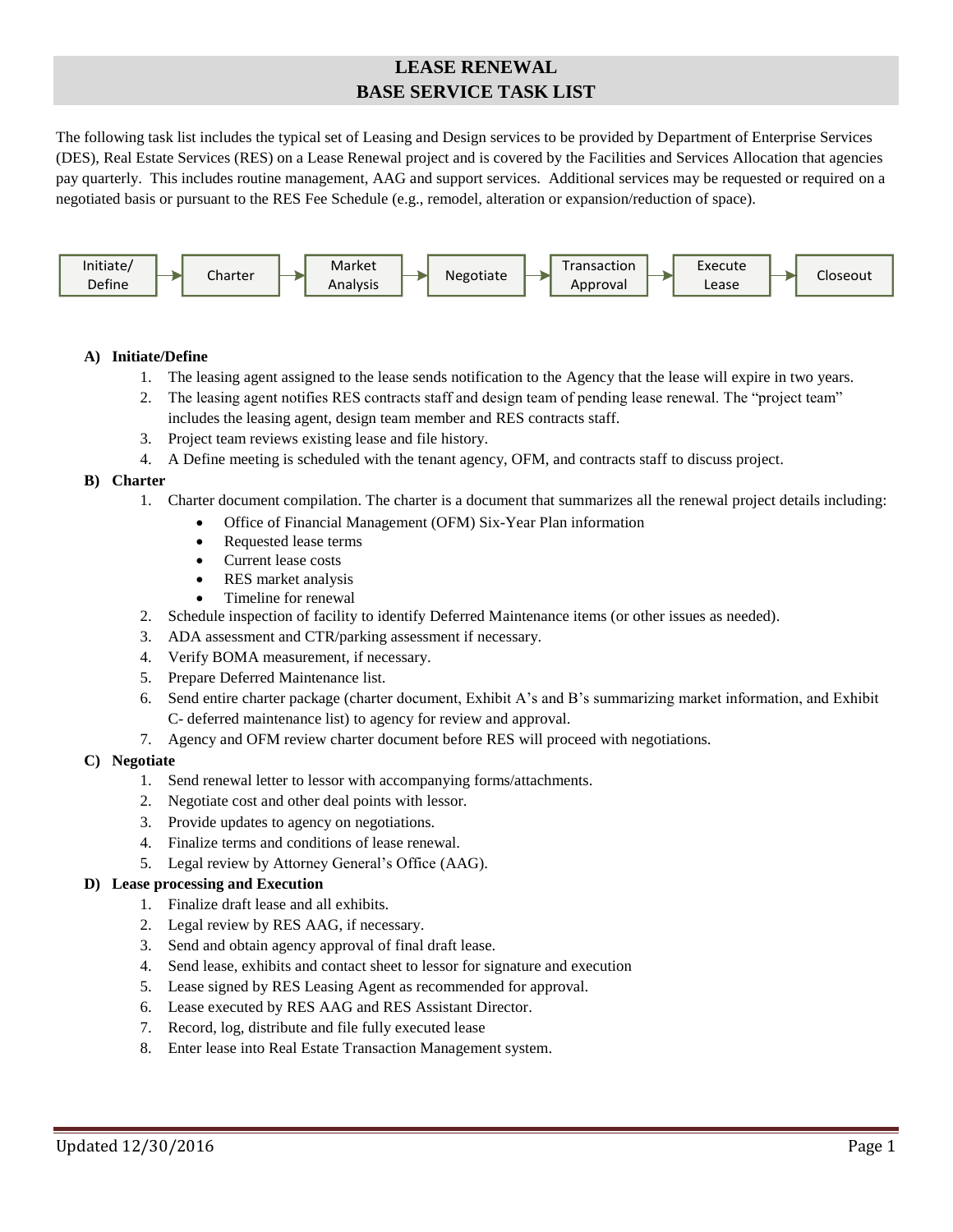# LEASE RENEWAL
# BASE SERVICE TASK LIST

The following task list includes the typical set of Leasing and Design services to be provided by Department of Enterprise Services (DES), Real Estate Services (RES) on a Lease Renewal project and is covered by the Facilities and Services Allocation that agencies pay quarterly. This includes routine management, AAG and support services. Additional services may be requested or required on a negotiated basis or pursuant to the RES Fee Schedule (e.g., remodel, alteration or expansion/reduction of space).

Initiate/Define → Charter → Market Analysis → Negotiate → Transaction Approval → Execute Lease → Closeout

**A) Initiate/Define**

1. The leasing agent assigned to the lease sends notification to the Agency that the lease will expire in two years.
2. The leasing agent notifies RES contracts staff and design team of pending lease renewal. The "project team" includes the leasing agent, design team member and RES contracts staff.
3. Project team reviews existing lease and file history.
4. A Define meeting is scheduled with the tenant agency, OFM, and contracts staff to discuss project.

**B) Charter**

1. Charter document compilation. The charter is a document that summarizes all the renewal project details including:
   - Office of Financial Management (OFM) Six-Year Plan information
   - Requested lease terms
   - Current lease costs
   - RES market analysis
   - Timeline for renewal
2. Schedule inspection of facility to identify Deferred Maintenance items (or other issues as needed).
3. ADA assessment and CTR/parking assessment if necessary.
4. Verify BOMA measurement, if necessary.
5. Prepare Deferred Maintenance list.
6. Send entire charter package (charter document, Exhibit A's and B's summarizing market information, and Exhibit C- deferred maintenance list) to agency for review and approval.
7. Agency and OFM review charter document before RES will proceed with negotiations.

**C) Negotiate**

1. Send renewal letter to lessor with accompanying forms/attachments.
2. Negotiate cost and other deal points with lessor.
3. Provide updates to agency on negotiations.
4. Finalize terms and conditions of lease renewal.
5. Legal review by Attorney General's Office (AAG).

**D) Lease processing and Execution**

1. Finalize draft lease and all exhibits.
2. Legal review by RES AAG, if necessary.
3. Send and obtain agency approval of final draft lease.
4. Send lease, exhibits and contact sheet to lessor for signature and execution
5. Lease signed by RES Leasing Agent as recommended for approval.
6. Lease executed by RES AAG and RES Assistant Director.
7. Record, log, distribute and file fully executed lease
8. Enter lease into Real Estate Transaction Management system.

Updated 12/30/2016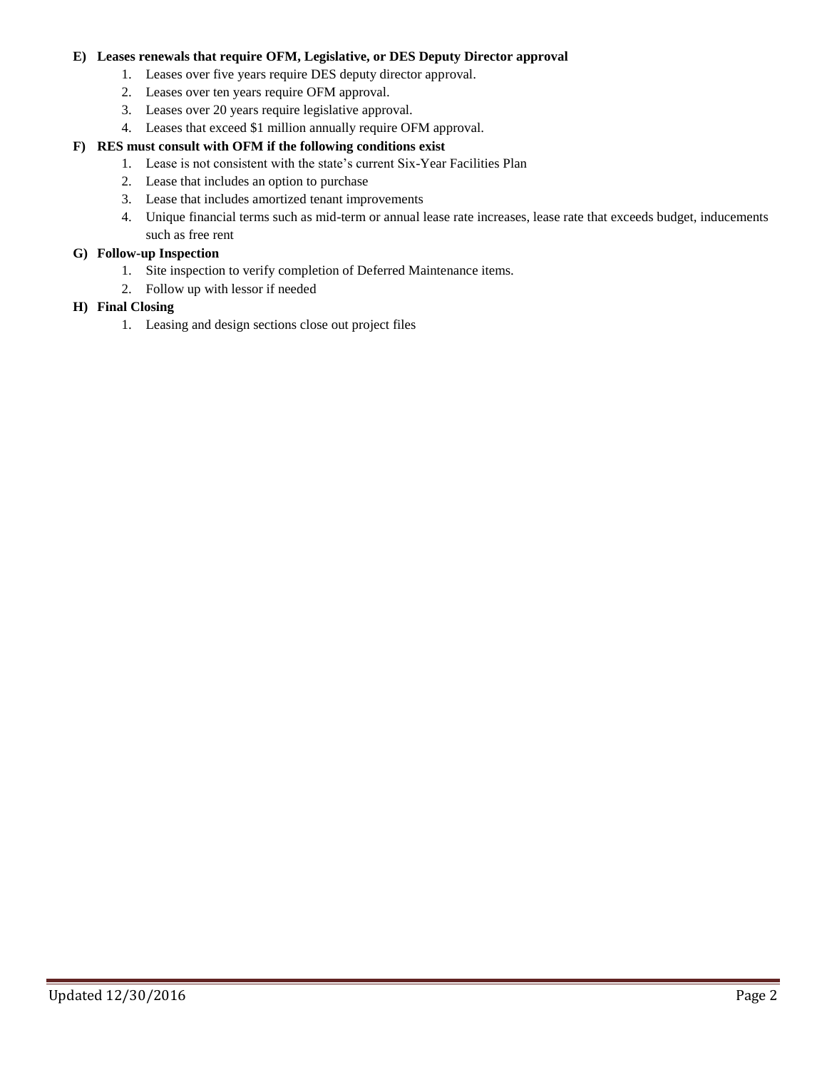**E) Leases renewals that require OFM, Legislative, or DES Deputy Director approval**

1. Leases over five years require DES deputy director approval.
2. Leases over ten years require OFM approval.
3. Leases over 20 years require legislative approval.
4. Leases that exceed $1 million annually require OFM approval.

**F) RES must consult with OFM if the following conditions exist**

1. Lease is not consistent with the state's current Six-Year Facilities Plan
2. Lease that includes an option to purchase
3. Lease that includes amortized tenant improvements
4. Unique financial terms such as mid-term or annual lease rate increases, lease rate that exceeds budget, inducements such as free rent

**G) Follow-up Inspection**

1. Site inspection to verify completion of Deferred Maintenance items.
2. Follow up with lessor if needed

**H) Final Closing**

1. Leasing and design sections close out project files